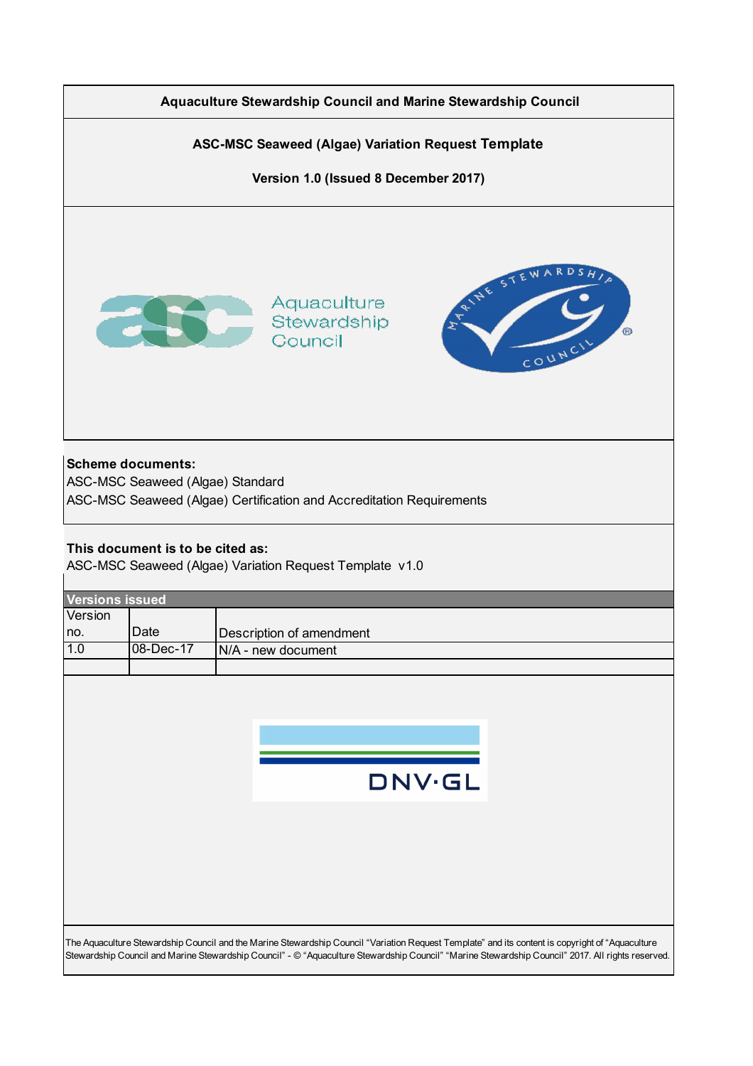**Aquaculture Stewardship Council and Marine Stewardship Council**

**ASC-MSC Seaweed (Algae) Variation Request Template**

**Version 1.0 (Issued 8 December 2017)**

**Scheme documents:**

ASC-MSC Seaweed (Algae) Standard

ASC-MSC Seaweed (Algae) Certification and Accreditation Requirements

**This document is to be cited as:**

ASC-MSC Seaweed (Algae) Variation Request Template v1.0

| **Versions issued** | | |
|---|---|---|
| Version no. | Date | Description of amendment |
| 1.0 | 08-Dec-17 | N/A - new document |
| | | |

The Aquaculture Stewardship Council and the Marine Stewardship Council "Variation Request Template" and its content is copyright of "Aquaculture Stewardship Council and Marine Stewardship Council" - © "Aquaculture Stewardship Council" "Marine Stewardship Council" 2017. All rights reserved.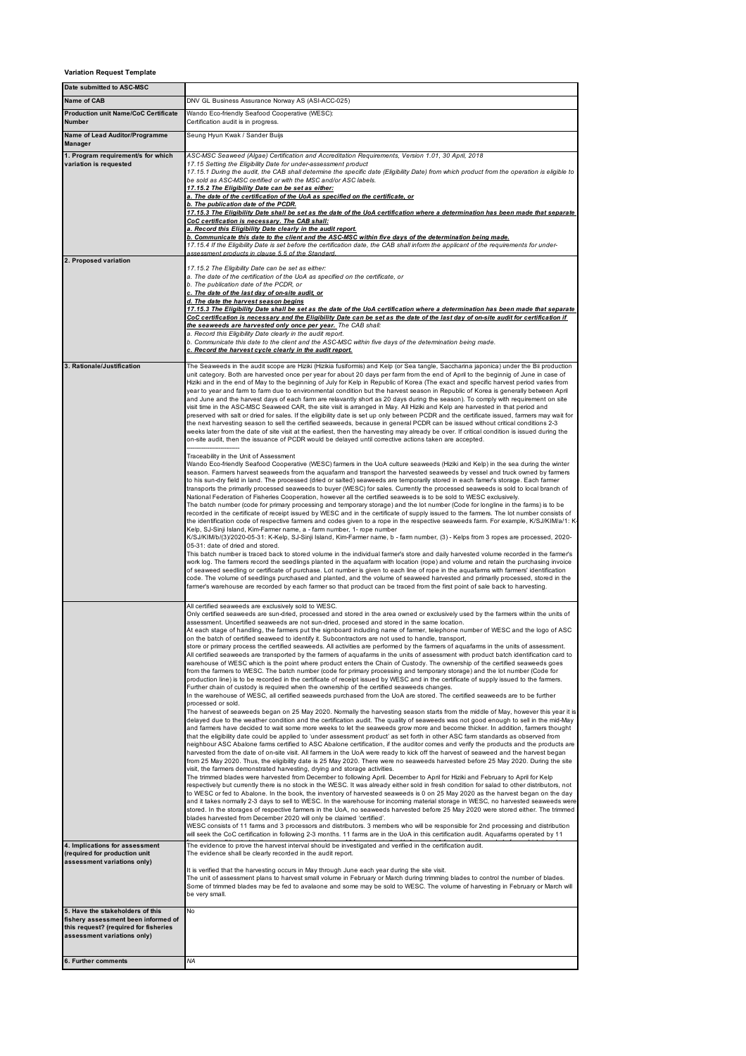**Variation Request Template**

| Date submitted to ASC-MSC | |
|---|---|
| **Name of CAB** | DNV GL Business Assurance Norway AS (ASI-ACC-025) |
| **Production unit Name/CoC Certificate Number** | Wando Eco-friendly Seafood Cooperative (WESC):<br>Certification audit is in progress. |
| **Name of Lead Auditor/Programme Manager** | Seung Hyun Kwak / Sander Buijs |
| **1. Program requirement/s for which variation is requested** | *ASC-MSC Seaweed (Algae) Certification and Accreditation Requirements, Version 1.01, 30 April, 2018*<br>*17.15 Setting the Eligibility Date for under-assessment product*<br>*17.15.1 During the audit, the CAB shall determine the specific date (Eligibility Date) from which product from the operation is eligible to be sold as ASC-MSC certified or with the MSC and/or ASC labels.*<br>***17.15.2 The Eligibility Date can be set as either:***<br>***a. The date of the certification of the UoA as specified on the certificate, or***<br>***b. The publication date of the PCDR.***<br>***17.15.3 The Eligibility Date shall be set as the date of the UoA certification where a determination has been made that separate CoC certification is necessary. The CAB shall:***<br>***a. Record this Eligibility Date clearly in the audit report.***<br>***b. Communicate this date to the client and the ASC-MSC within five days of the determination being made.***<br>*17.15.4 If the Eligibility Date is set before the certification date, the CAB shall inform the applicant of the requirements for under-assessment products in clause 5.5 of the Standard.* |
| **2. Proposed variation** | *17.15.2 The Eligibility Date can be set as either:*<br>*a. The date of the certification of the UoA as specified on the certificate, or*<br>*b. The publication date of the PCDR, or*<br>***c. The date of the last day of on-site audit, or***<br>***d. The date the harvest season begins***<br>***17.15.3 The Eligibility Date shall be set as the date of the UoA certification where a determination has been made that separate CoC certification is necessary and the Eligibility Date can be set as the date of the last day of on-site audit for certification if the seaweeds are harvested only once per year.*** *The CAB shall:*<br>*a. Record this Eligibility Date clearly in the audit report.*<br>*b. Communicate this date to the client and the ASC-MSC within five days of the determination being made.*<br>***c. Record the harvest cycle clearly in the audit report.*** |
| **3. Rationale/Justification** | The Seaweeds in the audit scope are Hiziki (Hizikia fusiformis) and Kelp (or Sea tangle, Saccharina japonica) under the Bii production unit category. Both are harvested once per year for about 20 days per farm from the end of April to the beginnig of June in case of Hiziki and in the end of May to the beginning of July for Kelp in Republic of Korea (The exact and specific harvest period varies from year to year and farm to farm due to environmental condition but the harvest season in Republic of Korea is generally between April and June and the harvest days of each farm are relavantly short as 20 days during the season). To comply with requirement on site visit time in the ASC-MSC Seaweed CAR, the site visit is arranged in May. All Hiziki and Kelp are harvested in that period and preserved with salt or dried for sales. If the eligibility date is set up only between PCDR and the certificate issued, farmers may wait for the next harvesting season to sell the certified seaweeds, because in general PCDR can be issued without critical conditions 2-3 weeks later from the date of site visit at the earliest, then the harvesting may already be over. If critical condition is issued during the on-site audit, then the issuance of PCDR would be delayed until corrective actions taken are accepted.<br>--------------------------<br>Traceability in the Unit of Assessment<br>Wando Eco-friendly Seafood Cooperative (WESC) farmers in the UoA culture seaweeds (Hiziki and Kelp) in the sea during the winter season. Farmers harvest seaweeds from the aquafarm and transport the harvested seaweeds by vessel and truck owned by farmers to his sun-dry field in land. The processed (dried or salted) seaweeds are temporarily stored in each famer's storage. Each farmer transports the primarily processed seaweeds to buyer (WESC) for sales. Currently the processed seaweeds is sold to local branch of National Federation of Fisheries Cooperation, however all the certified seaweeds is to be sold to WESC exclusively.<br>The batch number (code for primary processing and temporary storage) and the lot number (Code for longline in the farms) is to be recorded in the certificate of receipt issued by WESC and in the certificate of supply issued to the farmers. The lot number consists of the identification code of respective farmers and codes given to a rope in the respective seaweeds farm. For example, K/SJ/KIM/a/1: K-Kelp, SJ-Sinji Island, Kim-Farmer name, a - farm number, 1- rope number<br>K/SJ/KIM/b/(3)/2020-05-31: K-Kelp, SJ-Sinji Island, Kim-Farmer name, b - farm number, (3) - Kelps from 3 ropes are processed, 2020-05-31: date of dried and stored.<br>This batch number is traced back to stored volume in the individual farmer's store and daily harvested volume recorded in the farmer's work log. The farmers record the seedlings planted in the aquafarm with location (rope) and volume and retain the purchasing invoice of seaweed seedling or certificate of purchase. Lot number is given to each line of rope in the aquafarms with farmers' identification code. The volume of seedlings purchased and planted, and the volume of seaweed harvested and primarily processed, stored in the farmer's warehouse are recorded by each farmer so that product can be traced from the first point of sale back to harvesting. |
| | All certified seaweeds are exclusively sold to WESC.<br>Only certified seaweeds are sun-dried, processed and stored in the area owned or exclusively used by the farmers within the units of assessment. Uncertified seaweeds are not sun-dried, procesed and stored in the same location.<br>At each stage of handling, the farmers put the signboard including name of farmer, telephone number of WESC and the logo of ASC on the batch of certified seaweed to identify it. Subcontractors are not used to handle, transport, store or primary process the certified seaweeds. All activities are performed by the farmers of aquafarms in the units of assessment.<br>All certified seaweeds are transported by the farmers of aquafarms in the units of assessment with product batch identification card to warehouse of WESC which is the point where product enters the Chain of Custody. The ownership of the certified seaweeds goes from the farmers to WESC. The batch number (code for primary processing and temporary storage) and the lot number (Code for production line) is to be recorded in the certificate of receipt issued by WESC and in the certificate of supply issued to the farmers. Further chain of custody is required when the ownership of the certified seaweeds changes.<br>In the warehouse of WESC, all certified seaweeds purchased from the UoA are stored. The certified seaweeds are to be further processed or sold.<br>The harvest of seaweeds began on 25 May 2020. Normally the harvesting season starts from the middle of May, however this year it is delayed due to the weather condition and the certification audit. The quality of seaweeds was not good enough to sell in the mid-May and farmers have decided to wait some more weeks to let the seaweeds grow more and become thicker. In addition, farmers thought that the eligibility date could be applied to 'under assessment product' as set forth in other ASC farm standards as observed from neighbour ASC Abalone farms certified to ASC Abalone certification, if the auditor comes and verify the products and the products are harvested from the date of on-site visit. All farmers in the UoA were ready to kick off the harvest of seaweed and the harvest began from 25 May 2020. Thus, the eligibility date is 25 May 2020. There were no seaweeds harvested before 25 May 2020. During the site visit, the farmers demonstrated harvesting, drying and storage activities.<br>The trimmed blades were harvested from December to following April. December to April for Hiziki and February to April for Kelp respectively but currently there is no stock in the WESC. It was already either sold in fresh condition for salad to other distributors, not to WESC or fed to Abalone. In the book, the inventory of harvested seaweeds is 0 on 25 May 2020 as the harvest began on the day and it takes normally 2-3 days to sell to WESC. In the warehouse for incoming material storage in WESC, no harvested seaweeds were stored. In the storages of respective farmers in the UoA, no seaweeds harvested before 25 May 2020 were stored either. The trimmed blades harvested from December 2020 will only be claimed 'certified'.<br>WESC consists of 11 farms and 3 processors and distributors. 3 members who will be responsible for 2nd processing and distribution will seek the CoC certification in following 2-3 months. 11 farms are in the UoA in this certification audit. Aquafarms operated by 11 |
| **4. Implications for assessment (required for production unit assessment variations only)** | The evidence to prove the harvest interval should be investigated and verified in the certification audit.<br>The evidence shall be clearly recorded in the audit report.<br><br>It is verified that the harvesting occurs in May through June each year during the site visit.<br>The unit of assessment plans to harvest small volume in February or March during trimming blades to control the number of blades. Some of trimmed blades may be fed to avalaone and some may be sold to WESC. The volume of harvesting in February or March will be very small. |
| **5. Have the stakeholders of this fishery assessment been informed of this request? (required for fisheries assessment variations only)** | No |
| **6. Further comments** | *NA* |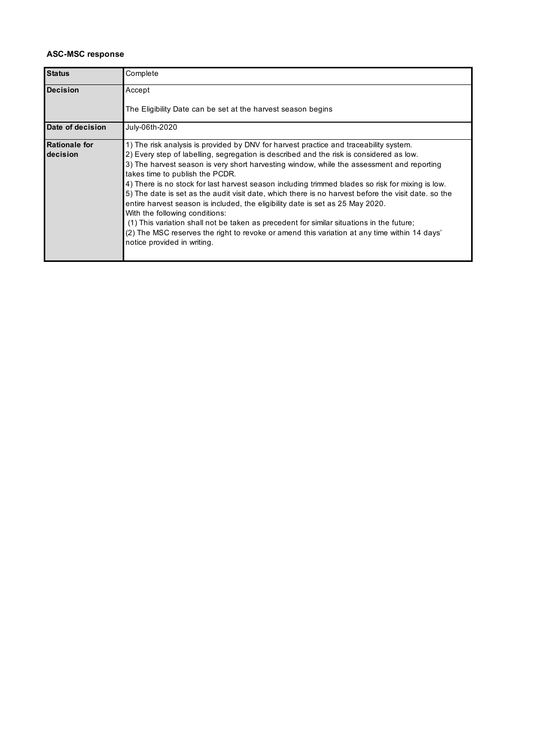**ASC-MSC response**

| | |
|---|---|
| **Status** | Complete |
| **Decision** | Accept<br><br>The Eligibility Date can be set at the harvest season begins |
| **Date of decision** | July-06th-2020 |
| **Rationale for decision** | 1) The risk analysis is provided by DNV for harvest practice and traceability system.<br>2) Every step of labelling, segregation is described and the risk is considered as low.<br>3) The harvest season is very short harvesting window, while the assessment and reporting takes time to publish the PCDR.<br>4) There is no stock for last harvest season including trimmed blades so risk for mixing is low.<br>5) The date is set as the audit visit date, which there is no harvest before the visit date. so the entire harvest season is included, the eligibility date is set as 25 May 2020.<br>With the following conditions:<br>(1) This variation shall not be taken as precedent for similar situations in the future;<br>(2) The MSC reserves the right to revoke or amend this variation at any time within 14 days' notice provided in writing. |